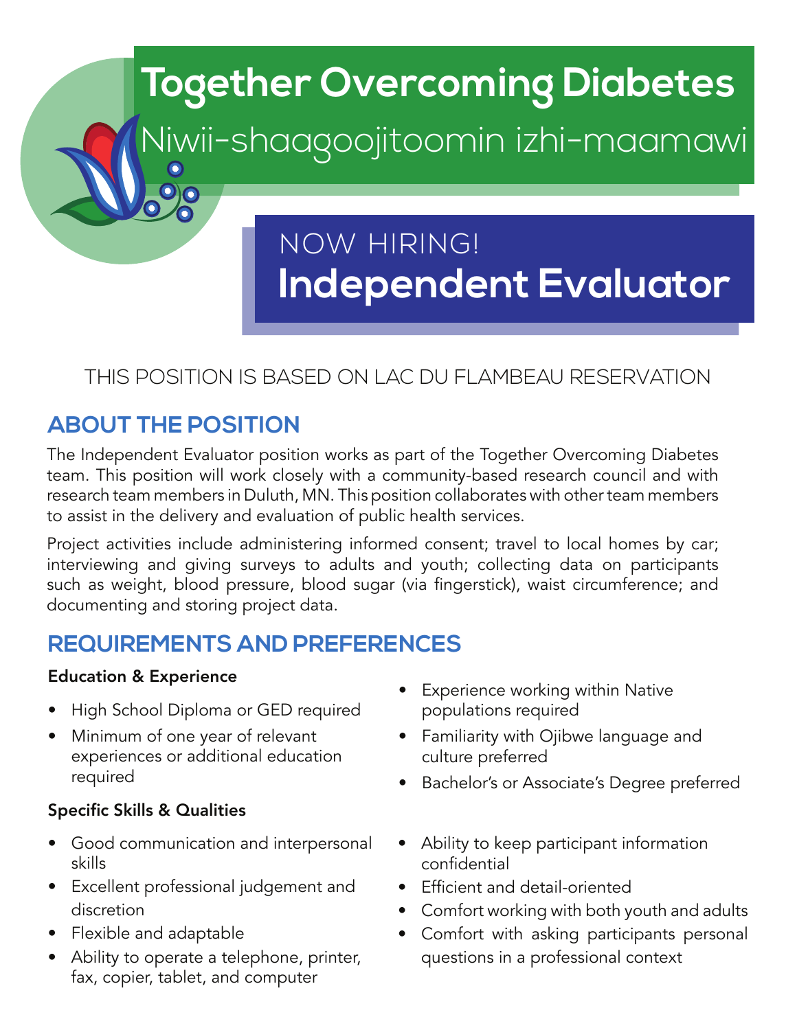# Together Overcoming Diabetes

## Niwii-shaagoojitoomin izhi-maamawi

NOW HIRING!

# Independent Evaluator

THIS POSITION IS BASED ON LAC DU FLAMBEAU RESERVATION

## ABOUT THE POSITION

The Independent Evaluator position works as part of the Together Overcoming Diabetes team. This position will work closely with a community-based research council and with research team members in Duluth, MN. This position collaborates with other team members to assist in the delivery and evaluation of public health services.

Project activities include administering informed consent; travel to local homes by car; interviewing and giving surveys to adults and youth; collecting data on participants such as weight, blood pressure, blood sugar (via fingerstick), waist circumference; and documenting and storing project data.

## REQUIREMENTS AND PREFERENCES

**Education & Experience**

- High School Diploma or GED required
- Minimum of one year of relevant experiences or additional education required
- Experience working within Native populations required
- Familiarity with Ojibwe language and culture preferred
- Bachelor's or Associate's Degree preferred

**Specific Skills & Qualities**

- Good communication and interpersonal skills
- Excellent professional judgement and discretion
- Flexible and adaptable
- Ability to operate a telephone, printer, fax, copier, tablet, and computer
- Ability to keep participant information confidential
- Efficient and detail-oriented
- Comfort working with both youth and adults
- Comfort with asking participants personal questions in a professional context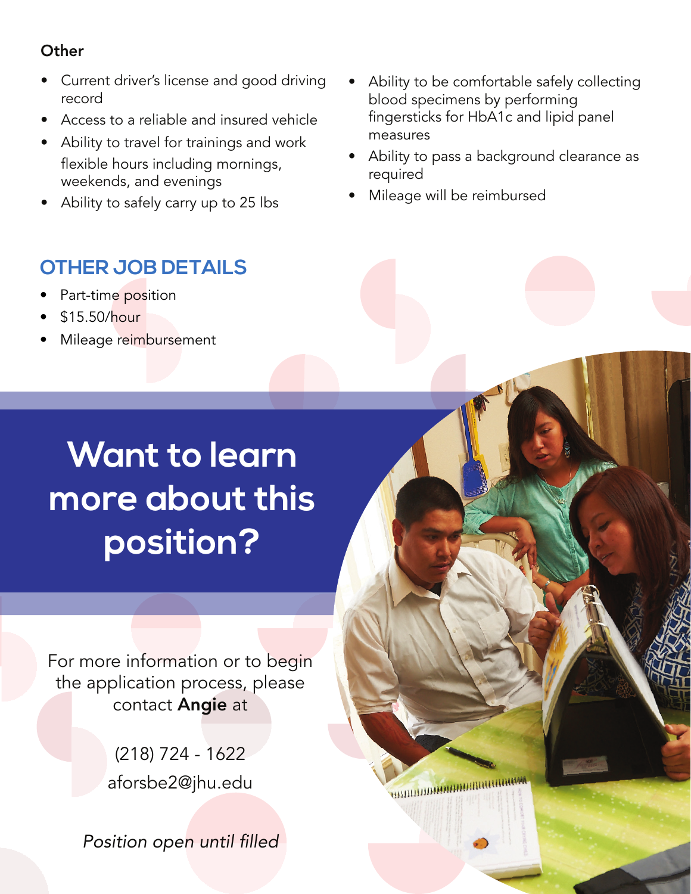### Other

- Current driver's license and good driving record
- Access to a reliable and insured vehicle
- Ability to travel for trainings and work flexible hours including mornings, weekends, and evenings
- Ability to safely carry up to 25 lbs
- Ability to be comfortable safely collecting blood specimens by performing fingersticks for HbA1c and lipid panel measures
- Ability to pass a background clearance as required
- Mileage will be reimbursed

## OTHER JOB DETAILS

- Part-time position
- $15.50/hour
- Mileage reimbursement

# Want to learn more about this position?

For more information or to begin the application process, please contact **Angie** at

(218) 724 - 1622

aforsbe2@jhu.edu

*Position open until filled*